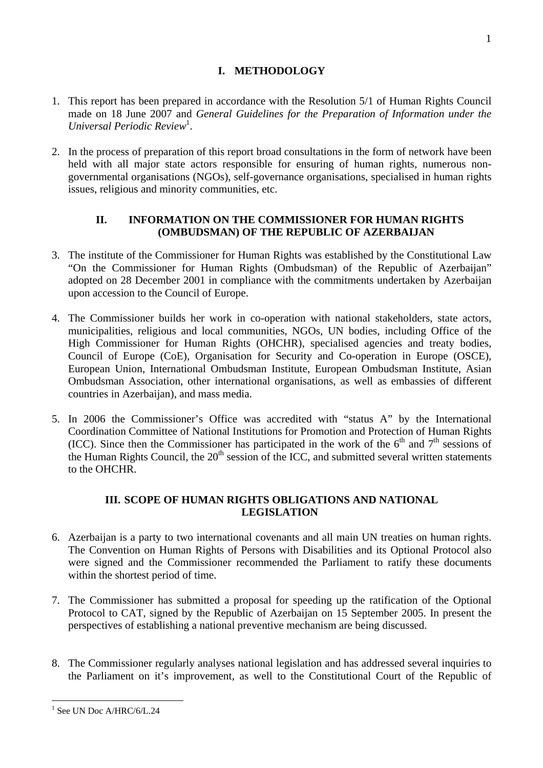## I. METHODOLOGY

1. This report has been prepared in accordance with the Resolution 5/1 of Human Rights Council made on 18 June 2007 and *General Guidelines for the Preparation of Information under the Universal Periodic Review*[1].

2. In the process of preparation of this report broad consultations in the form of network have been held with all major state actors responsible for ensuring of human rights, numerous non-governmental organisations (NGOs), self-governance organisations, specialised in human rights issues, religious and minority communities, etc.

## II. INFORMATION ON THE COMMISSIONER FOR HUMAN RIGHTS (OMBUDSMAN) OF THE REPUBLIC OF AZERBAIJAN

3. The institute of the Commissioner for Human Rights was established by the Constitutional Law "On the Commissioner for Human Rights (Ombudsman) of the Republic of Azerbaijan" adopted on 28 December 2001 in compliance with the commitments undertaken by Azerbaijan upon accession to the Council of Europe.

4. The Commissioner builds her work in co-operation with national stakeholders, state actors, municipalities, religious and local communities, NGOs, UN bodies, including Office of the High Commissioner for Human Rights (OHCHR), specialised agencies and treaty bodies, Council of Europe (CoE), Organisation for Security and Co-operation in Europe (OSCE), European Union, International Ombudsman Institute, European Ombudsman Institute, Asian Ombudsman Association, other international organisations, as well as embassies of different countries in Azerbaijan), and mass media.

5. In 2006 the Commissioner's Office was accredited with "status A" by the International Coordination Committee of National Institutions for Promotion and Protection of Human Rights (ICC). Since then the Commissioner has participated in the work of the 6th and 7th sessions of the Human Rights Council, the 20th session of the ICC, and submitted several written statements to the OHCHR.

## III. SCOPE OF HUMAN RIGHTS OBLIGATIONS AND NATIONAL LEGISLATION

6. Azerbaijan is a party to two international covenants and all main UN treaties on human rights. The Convention on Human Rights of Persons with Disabilities and its Optional Protocol also were signed and the Commissioner recommended the Parliament to ratify these documents within the shortest period of time.

7. The Commissioner has submitted a proposal for speeding up the ratification of the Optional Protocol to CAT, signed by the Republic of Azerbaijan on 15 September 2005. In present the perspectives of establishing a national preventive mechanism are being discussed.

8. The Commissioner regularly analyses national legislation and has addressed several inquiries to the Parliament on it's improvement, as well to the Constitutional Court of the Republic of

[1] See UN Doc A/HRC/6/L.24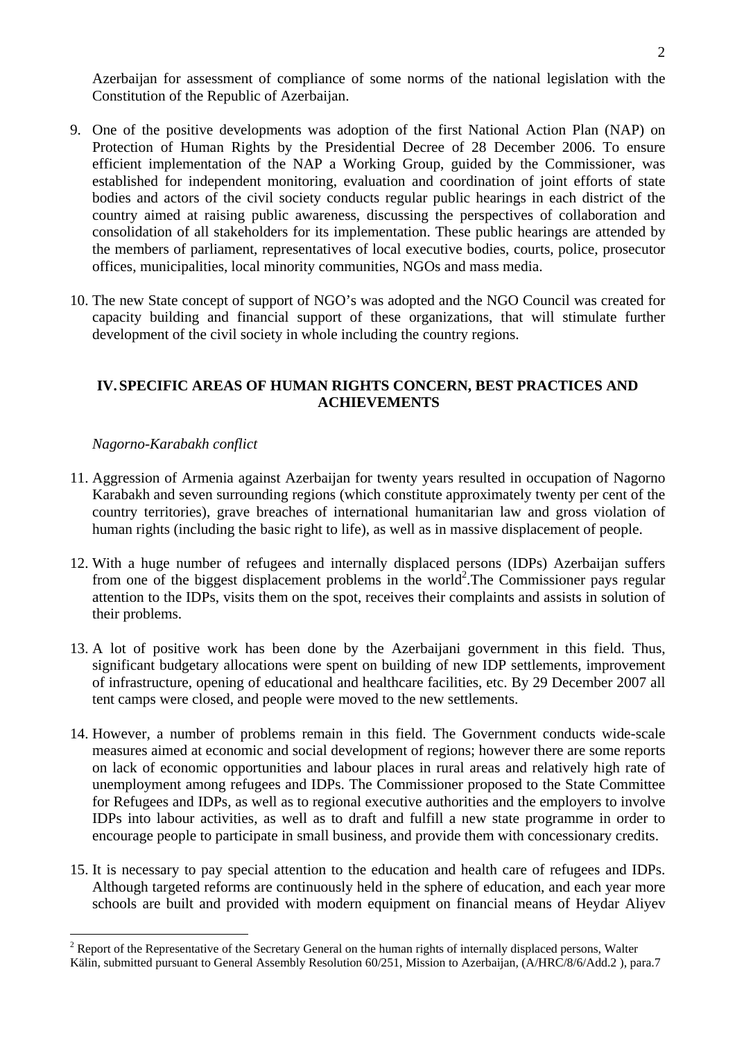Azerbaijan for assessment of compliance of some norms of the national legislation with the Constitution of the Republic of Azerbaijan.

9. One of the positive developments was adoption of the first National Action Plan (NAP) on Protection of Human Rights by the Presidential Decree of 28 December 2006. To ensure efficient implementation of the NAP a Working Group, guided by the Commissioner, was established for independent monitoring, evaluation and coordination of joint efforts of state bodies and actors of the civil society conducts regular public hearings in each district of the country aimed at raising public awareness, discussing the perspectives of collaboration and consolidation of all stakeholders for its implementation. These public hearings are attended by the members of parliament, representatives of local executive bodies, courts, police, prosecutor offices, municipalities, local minority communities, NGOs and mass media.

10. The new State concept of support of NGO's was adopted and the NGO Council was created for capacity building and financial support of these organizations, that will stimulate further development of the civil society in whole including the country regions.

## IV. SPECIFIC AREAS OF HUMAN RIGHTS CONCERN, BEST PRACTICES AND ACHIEVEMENTS

*Nagorno-Karabakh conflict*

11. Aggression of Armenia against Azerbaijan for twenty years resulted in occupation of Nagorno Karabakh and seven surrounding regions (which constitute approximately twenty per cent of the country territories), grave breaches of international humanitarian law and gross violation of human rights (including the basic right to life), as well as in massive displacement of people.

12. With a huge number of refugees and internally displaced persons (IDPs) Azerbaijan suffers from one of the biggest displacement problems in the world[2].The Commissioner pays regular attention to the IDPs, visits them on the spot, receives their complaints and assists in solution of their problems.

13. A lot of positive work has been done by the Azerbaijani government in this field. Thus, significant budgetary allocations were spent on building of new IDP settlements, improvement of infrastructure, opening of educational and healthcare facilities, etc. By 29 December 2007 all tent camps were closed, and people were moved to the new settlements.

14. However, a number of problems remain in this field. The Government conducts wide-scale measures aimed at economic and social development of regions; however there are some reports on lack of economic opportunities and labour places in rural areas and relatively high rate of unemployment among refugees and IDPs. The Commissioner proposed to the State Committee for Refugees and IDPs, as well as to regional executive authorities and the employers to involve IDPs into labour activities, as well as to draft and fulfill a new state programme in order to encourage people to participate in small business, and provide them with concessionary credits.

15. It is necessary to pay special attention to the education and health care of refugees and IDPs. Although targeted reforms are continuously held in the sphere of education, and each year more schools are built and provided with modern equipment on financial means of Heydar Aliyev

---

[2] Report of the Representative of the Secretary General on the human rights of internally displaced persons, Walter Kälin, submitted pursuant to General Assembly Resolution 60/251, Mission to Azerbaijan, (A/HRC/8/6/Add.2 ), para.7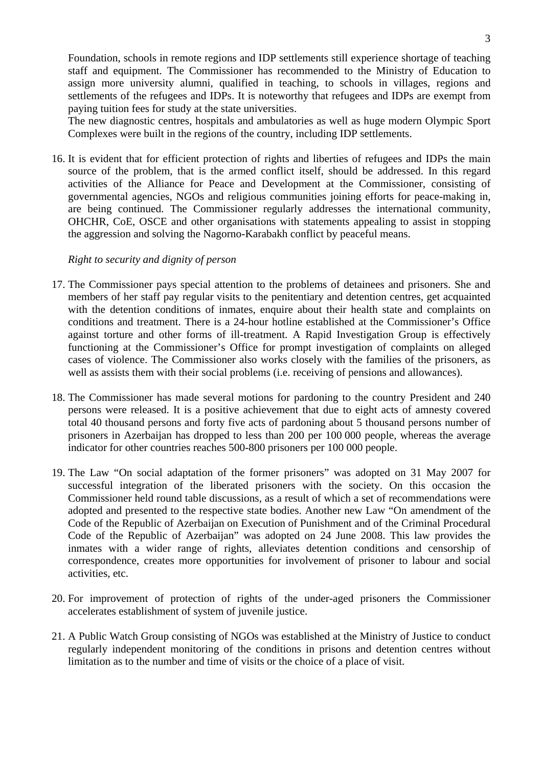Foundation, schools in remote regions and IDP settlements still experience shortage of teaching staff and equipment. The Commissioner has recommended to the Ministry of Education to assign more university alumni, qualified in teaching, to schools in villages, regions and settlements of the refugees and IDPs. It is noteworthy that refugees and IDPs are exempt from paying tuition fees for study at the state universities.

The new diagnostic centres, hospitals and ambulatories as well as huge modern Olympic Sport Complexes were built in the regions of the country, including IDP settlements.

16. It is evident that for efficient protection of rights and liberties of refugees and IDPs the main source of the problem, that is the armed conflict itself, should be addressed. In this regard activities of the Alliance for Peace and Development at the Commissioner, consisting of governmental agencies, NGOs and religious communities joining efforts for peace-making in, are being continued. The Commissioner regularly addresses the international community, OHCHR, CoE, OSCE and other organisations with statements appealing to assist in stopping the aggression and solving the Nagorno-Karabakh conflict by peaceful means.

*Right to security and dignity of person*

17. The Commissioner pays special attention to the problems of detainees and prisoners. She and members of her staff pay regular visits to the penitentiary and detention centres, get acquainted with the detention conditions of inmates, enquire about their health state and complaints on conditions and treatment. There is a 24-hour hotline established at the Commissioner's Office against torture and other forms of ill-treatment. A Rapid Investigation Group is effectively functioning at the Commissioner's Office for prompt investigation of complaints on alleged cases of violence. The Commissioner also works closely with the families of the prisoners, as well as assists them with their social problems (i.e. receiving of pensions and allowances).

18. The Commissioner has made several motions for pardoning to the country President and 240 persons were released. It is a positive achievement that due to eight acts of amnesty covered total 40 thousand persons and forty five acts of pardoning about 5 thousand persons number of prisoners in Azerbaijan has dropped to less than 200 per 100 000 people, whereas the average indicator for other countries reaches 500-800 prisoners per 100 000 people.

19. The Law "On social adaptation of the former prisoners" was adopted on 31 May 2007 for successful integration of the liberated prisoners with the society. On this occasion the Commissioner held round table discussions, as a result of which a set of recommendations were adopted and presented to the respective state bodies. Another new Law "On amendment of the Code of the Republic of Azerbaijan on Execution of Punishment and of the Criminal Procedural Code of the Republic of Azerbaijan" was adopted on 24 June 2008. This law provides the inmates with a wider range of rights, alleviates detention conditions and censorship of correspondence, creates more opportunities for involvement of prisoner to labour and social activities, etc.

20. For improvement of protection of rights of the under-aged prisoners the Commissioner accelerates establishment of system of juvenile justice.

21. A Public Watch Group consisting of NGOs was established at the Ministry of Justice to conduct regularly independent monitoring of the conditions in prisons and detention centres without limitation as to the number and time of visits or the choice of a place of visit.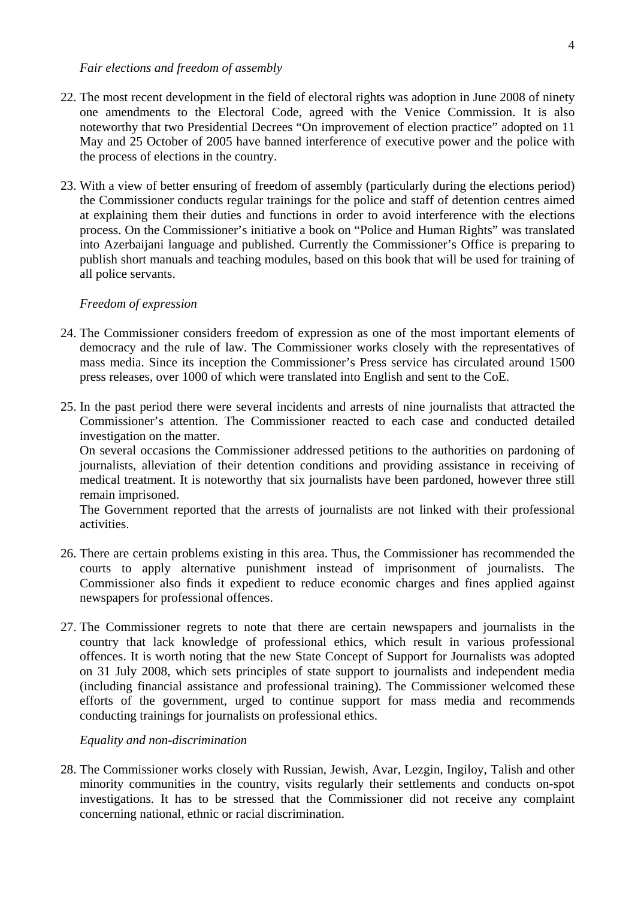*Fair elections and freedom of assembly*

22. The most recent development in the field of electoral rights was adoption in June 2008 of ninety one amendments to the Electoral Code, agreed with the Venice Commission. It is also noteworthy that two Presidential Decrees "On improvement of election practice" adopted on 11 May and 25 October of 2005 have banned interference of executive power and the police with the process of elections in the country.

23. With a view of better ensuring of freedom of assembly (particularly during the elections period) the Commissioner conducts regular trainings for the police and staff of detention centres aimed at explaining them their duties and functions in order to avoid interference with the elections process. On the Commissioner's initiative a book on "Police and Human Rights" was translated into Azerbaijani language and published. Currently the Commissioner's Office is preparing to publish short manuals and teaching modules, based on this book that will be used for training of all police servants.

*Freedom of expression*

24. The Commissioner considers freedom of expression as one of the most important elements of democracy and the rule of law. The Commissioner works closely with the representatives of mass media. Since its inception the Commissioner's Press service has circulated around 1500 press releases, over 1000 of which were translated into English and sent to the CoE.

25. In the past period there were several incidents and arrests of nine journalists that attracted the Commissioner's attention. The Commissioner reacted to each case and conducted detailed investigation on the matter.
    On several occasions the Commissioner addressed petitions to the authorities on pardoning of journalists, alleviation of their detention conditions and providing assistance in receiving of medical treatment. It is noteworthy that six journalists have been pardoned, however three still remain imprisoned.
    The Government reported that the arrests of journalists are not linked with their professional activities.

26. There are certain problems existing in this area. Thus, the Commissioner has recommended the courts to apply alternative punishment instead of imprisonment of journalists. The Commissioner also finds it expedient to reduce economic charges and fines applied against newspapers for professional offences.

27. The Commissioner regrets to note that there are certain newspapers and journalists in the country that lack knowledge of professional ethics, which result in various professional offences. It is worth noting that the new State Concept of Support for Journalists was adopted on 31 July 2008, which sets principles of state support to journalists and independent media (including financial assistance and professional training). The Commissioner welcomed these efforts of the government, urged to continue support for mass media and recommends conducting trainings for journalists on professional ethics.

*Equality and non-discrimination*

28. The Commissioner works closely with Russian, Jewish, Avar, Lezgin, Ingiloy, Talish and other minority communities in the country, visits regularly their settlements and conducts on-spot investigations. It has to be stressed that the Commissioner did not receive any complaint concerning national, ethnic or racial discrimination.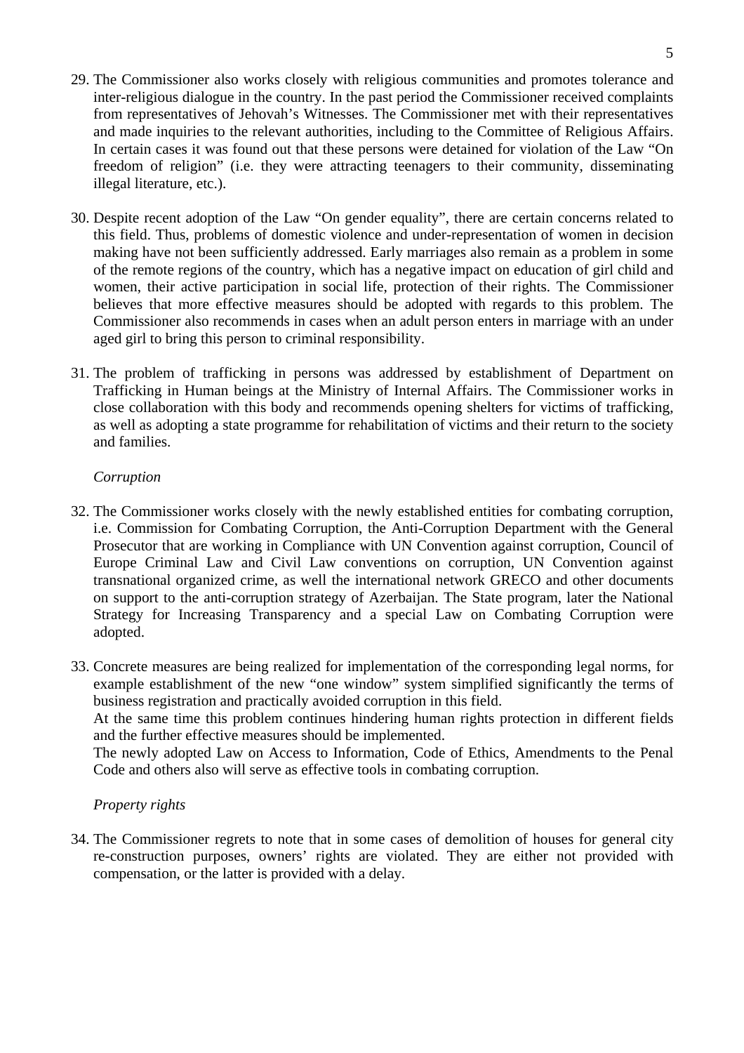29. The Commissioner also works closely with religious communities and promotes tolerance and inter-religious dialogue in the country. In the past period the Commissioner received complaints from representatives of Jehovah's Witnesses. The Commissioner met with their representatives and made inquiries to the relevant authorities, including to the Committee of Religious Affairs. In certain cases it was found out that these persons were detained for violation of the Law "On freedom of religion" (i.e. they were attracting teenagers to their community, disseminating illegal literature, etc.).

30. Despite recent adoption of the Law "On gender equality", there are certain concerns related to this field. Thus, problems of domestic violence and under-representation of women in decision making have not been sufficiently addressed. Early marriages also remain as a problem in some of the remote regions of the country, which has a negative impact on education of girl child and women, their active participation in social life, protection of their rights. The Commissioner believes that more effective measures should be adopted with regards to this problem. The Commissioner also recommends in cases when an adult person enters in marriage with an under aged girl to bring this person to criminal responsibility.

31. The problem of trafficking in persons was addressed by establishment of Department on Trafficking in Human beings at the Ministry of Internal Affairs. The Commissioner works in close collaboration with this body and recommends opening shelters for victims of trafficking, as well as adopting a state programme for rehabilitation of victims and their return to the society and families.

*Corruption*

32. The Commissioner works closely with the newly established entities for combating corruption, i.e. Commission for Combating Corruption, the Anti-Corruption Department with the General Prosecutor that are working in Compliance with UN Convention against corruption, Council of Europe Criminal Law and Civil Law conventions on corruption, UN Convention against transnational organized crime, as well the international network GRECO and other documents on support to the anti-corruption strategy of Azerbaijan. The State program, later the National Strategy for Increasing Transparency and a special Law on Combating Corruption were adopted.

33. Concrete measures are being realized for implementation of the corresponding legal norms, for example establishment of the new "one window" system simplified significantly the terms of business registration and practically avoided corruption in this field.
At the same time this problem continues hindering human rights protection in different fields and the further effective measures should be implemented.
The newly adopted Law on Access to Information, Code of Ethics, Amendments to the Penal Code and others also will serve as effective tools in combating corruption.

*Property rights*

34. The Commissioner regrets to note that in some cases of demolition of houses for general city re-construction purposes, owners' rights are violated. They are either not provided with compensation, or the latter is provided with a delay.